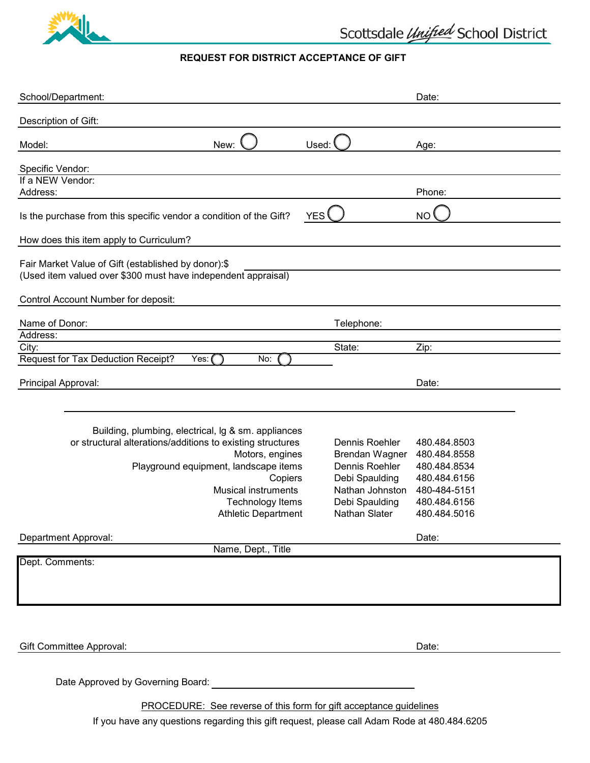Scottsdale Unified School District

# REQUEST FOR DISTRICT ACCEPTANCE OF GIFT

School/Department: ______________________ Date: __________

Description of Gift: ______________________

Model: __________ New: ◯ Used: ◯ Age: __________

Specific Vendor: ______________________

If a NEW Vendor:
Address: ______________________ Phone: __________

Is the purchase from this specific vendor a condition of the Gift? YES ◯ NO ◯

How does this item apply to Curriculum? ______________________

Fair Market Value of Gift (established by donor):$ __________
(Used item valued over $300 must have independent appraisal)

Control Account Number for deposit: ______________________

Name of Donor: ______________________ Telephone: __________

Address: ______________________

City: __________ State: __________ Zip: __________

Request for Tax Deduction Receipt? Yes: ◯ No: ◯

Principal Approval: ______________________ Date: __________

| Category | Contact | Phone |
|---|---|---|
| Building, plumbing, electrical, lg & sm. appliances or structural alterations/additions to existing structures | Dennis Roehler | 480.484.8503 |
| Motors, engines | Brendan Wagner | 480.484.8558 |
| Playground equipment, landscape items | Dennis Roehler | 480.484.8534 |
| Copiers | Debi Spaulding | 480.484.6156 |
| Musical instruments | Nathan Johnston | 480-484-5151 |
| Technology Items | Debi Spaulding | 480.484.6156 |
| Athletic Department | Nathan Slater | 480.484.5016 |

Department Approval: ______________________ Date: __________
Name, Dept., Title

Dept. Comments:

Gift Committee Approval: ______________________ Date: __________

Date Approved by Governing Board: ______________________

PROCEDURE: See reverse of this form for gift acceptance guidelines

If you have any questions regarding this gift request, please call Adam Rode at 480.484.6205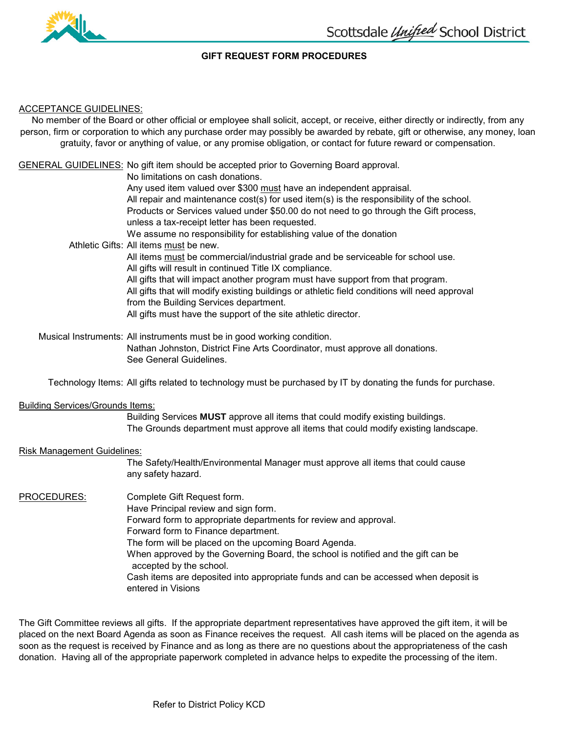Scottsdale Unified School District

## GIFT REQUEST FORM PROCEDURES

ACCEPTANCE GUIDELINES:

No member of the Board or other official or employee shall solicit, accept, or receive, either directly or indirectly, from any person, firm or corporation to which any purchase order may possibly be awarded by rebate, gift or otherwise, any money, loan gratuity, favor or anything of value, or any promise obligation, or contact for future reward or compensation.

GENERAL GUIDELINES: No gift item should be accepted prior to Governing Board approval.
No limitations on cash donations.
Any used item valued over $300 must have an independent appraisal.
All repair and maintenance cost(s) for used item(s) is the responsibility of the school.
Products or Services valued under $50.00 do not need to go through the Gift process, unless a tax-receipt letter has been requested.
We assume no responsibility for establishing value of the donation

Athletic Gifts: All items must be new.
All items must be commercial/industrial grade and be serviceable for school use.
All gifts will result in continued Title IX compliance.
All gifts that will impact another program must have support from that program.
All gifts that will modify existing buildings or athletic field conditions will need approval from the Building Services department.
All gifts must have the support of the site athletic director.

Musical Instruments: All instruments must be in good working condition.
Nathan Johnston, District Fine Arts Coordinator, must approve all donations.
See General Guidelines.

Technology Items: All gifts related to technology must be purchased by IT by donating the funds for purchase.

Building Services/Grounds Items:

Building Services **MUST** approve all items that could modify existing buildings.
The Grounds department must approve all items that could modify existing landscape.

Risk Management Guidelines:

The Safety/Health/Environmental Manager must approve all items that could cause any safety hazard.

PROCEDURES:

Complete Gift Request form.
Have Principal review and sign form.
Forward form to appropriate departments for review and approval.
Forward form to Finance department.
The form will be placed on the upcoming Board Agenda.
When approved by the Governing Board, the school is notified and the gift can be accepted by the school.
Cash items are deposited into appropriate funds and can be accessed when deposit is entered in Visions

The Gift Committee reviews all gifts. If the appropriate department representatives have approved the gift item, it will be placed on the next Board Agenda as soon as Finance receives the request. All cash items will be placed on the agenda as soon as the request is received by Finance and as long as there are no questions about the appropriateness of the cash donation. Having all of the appropriate paperwork completed in advance helps to expedite the processing of the item.

Refer to District Policy KCD